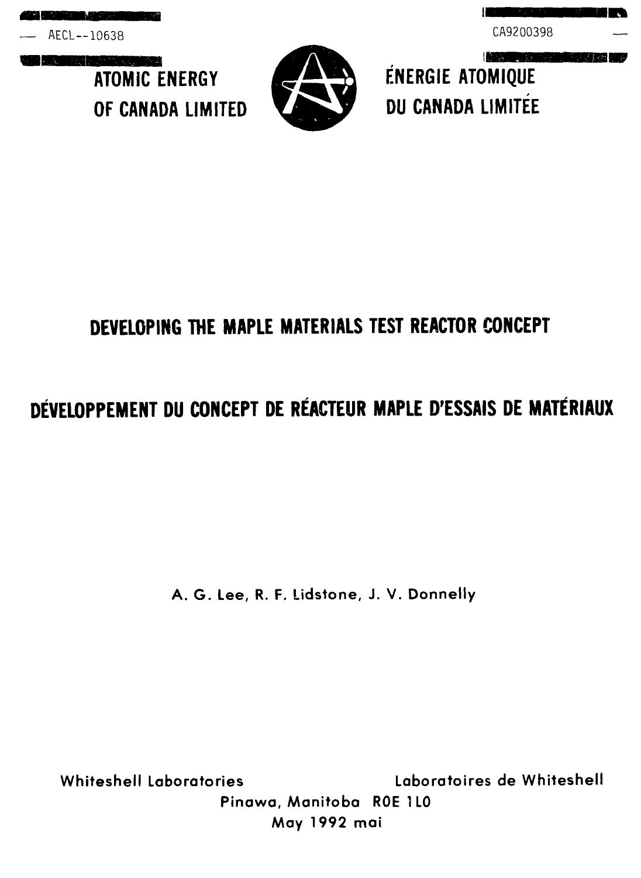AECL--10638

CA9200398

**ATOMIC ENERGY OF CANADA LIMITED**

**ÉNERGIE ATOMIQUE DU CANADA LIMITÉE**

# DEVELOPING THE MAPLE MATERIALS TEST REACTOR CONCEPT

# DÉVELOPPEMENT DU CONCEPT DE RÉACTEUR MAPLE D'ESSAIS DE MATÉRIAUX

A. G. Lee, R. F. Lidstone, J. V. Donnelly

Whiteshell Laboratories — Laboratoires de Whiteshell

Pinawa, Manitoba R0E 1L0

May 1992 mai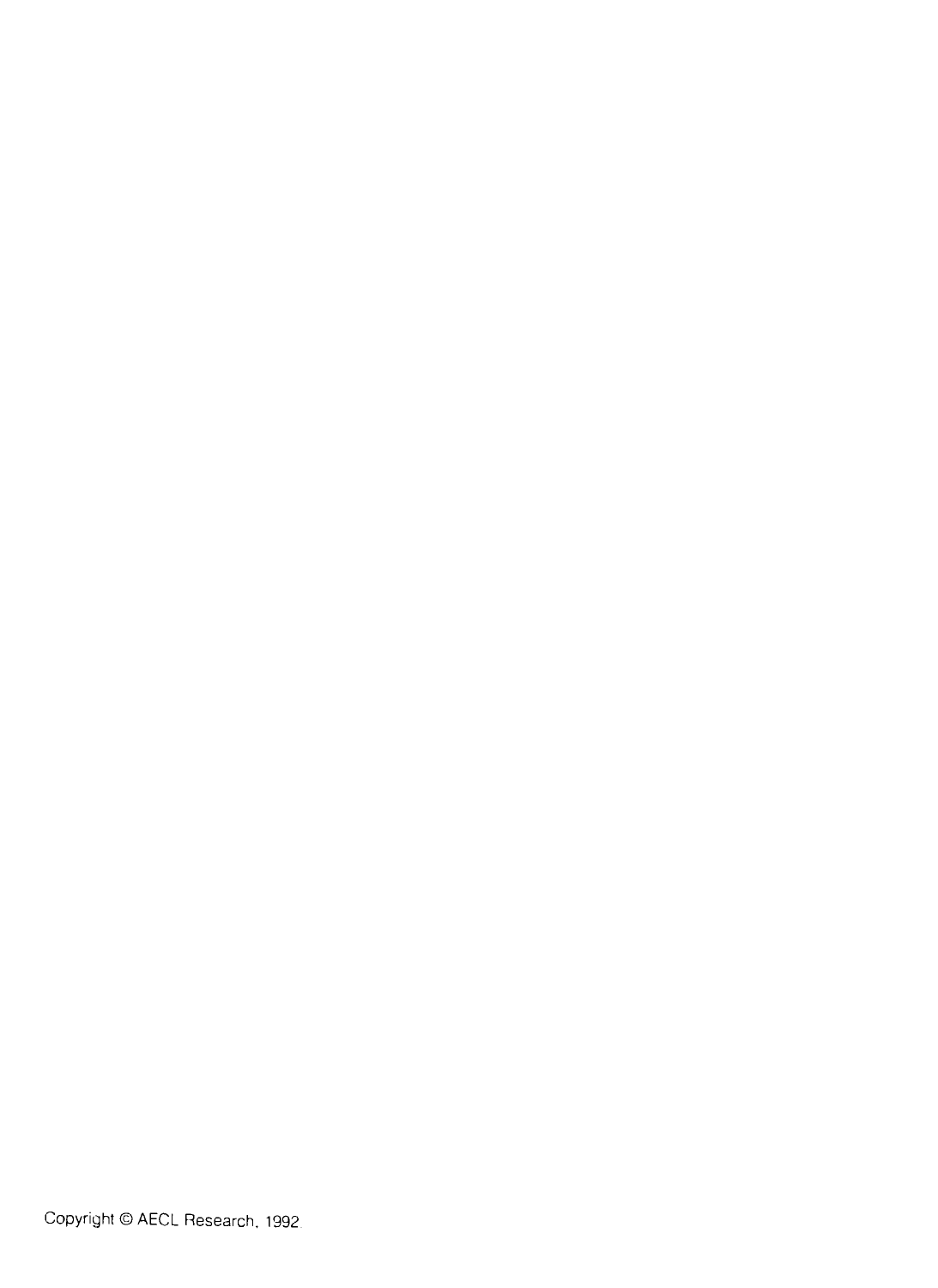Copyright © AECL Research, 1992.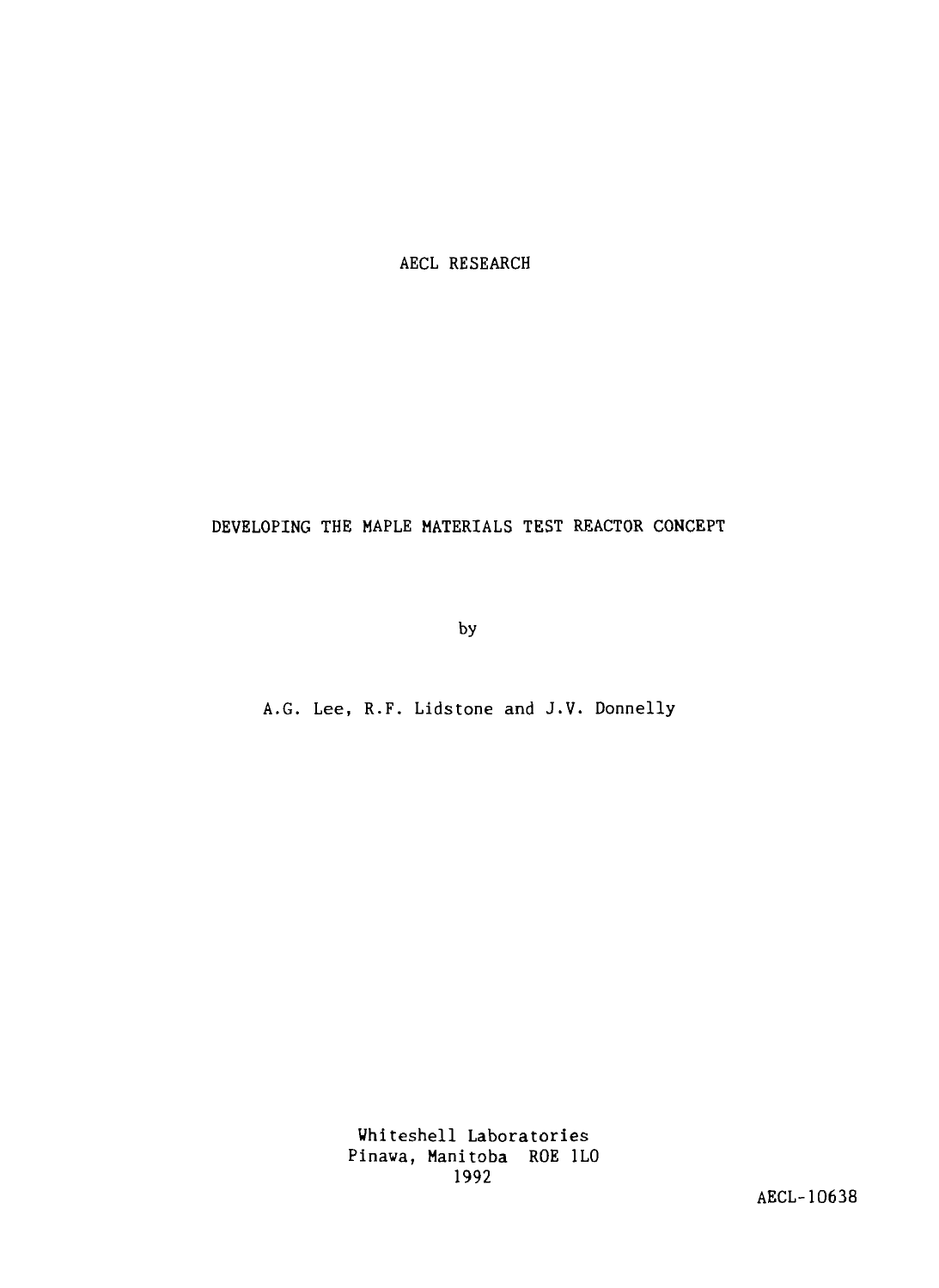AECL RESEARCH

# DEVELOPING THE MAPLE MATERIALS TEST REACTOR CONCEPT

by

A.G. Lee, R.F. Lidstone and J.V. Donnelly

Whiteshell Laboratories
Pinawa, Manitoba ROE 1L0
1992

AECL-10638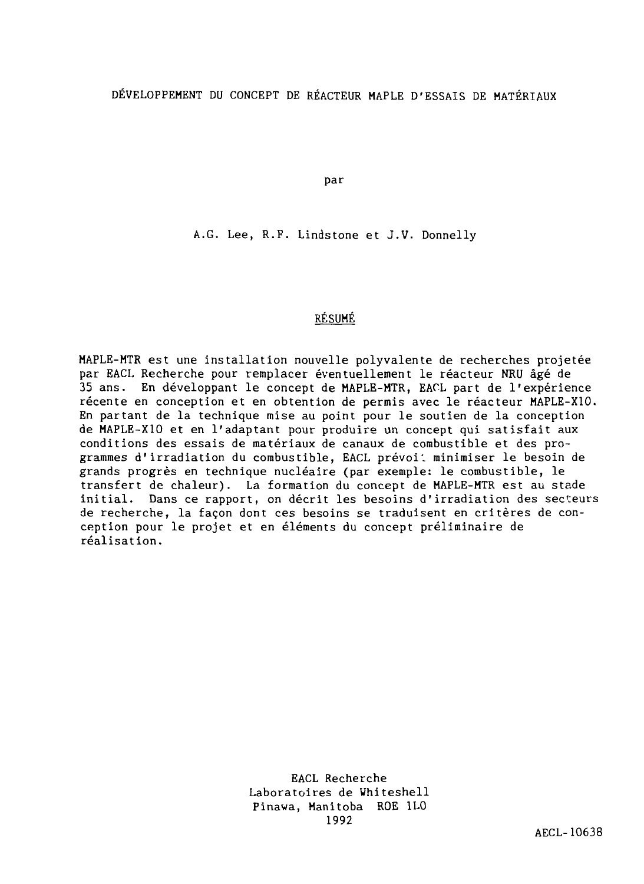# DÉVELOPPEMENT DU CONCEPT DE RÉACTEUR MAPLE D'ESSAIS DE MATÉRIAUX

par

A.G. Lee, R.F. Lindstone et J.V. Donnelly

## RÉSUMÉ

MAPLE-MTR est une installation nouvelle polyvalente de recherches projetée par EACL Recherche pour remplacer éventuellement le réacteur NRU âgé de 35 ans. En développant le concept de MAPLE-MTR, EACL part de l'expérience récente en conception et en obtention de permis avec le réacteur MAPLE-X10. En partant de la technique mise au point pour le soutien de la conception de MAPLE-X10 et en l'adaptant pour produire un concept qui satisfait aux conditions des essais de matériaux de canaux de combustible et des programmes d'irradiation du combustible, EACL prévoit minimiser le besoin de grands progrès en technique nucléaire (par exemple: le combustible, le transfert de chaleur). La formation du concept de MAPLE-MTR est au stade initial. Dans ce rapport, on décrit les besoins d'irradiation des secteurs de recherche, la façon dont ces besoins se traduisent en critères de conception pour le projet et en éléments du concept préliminaire de réalisation.

EACL Recherche
Laboratoires de Whiteshell
Pinawa, Manitoba ROE 1LO
1992

AECL-10638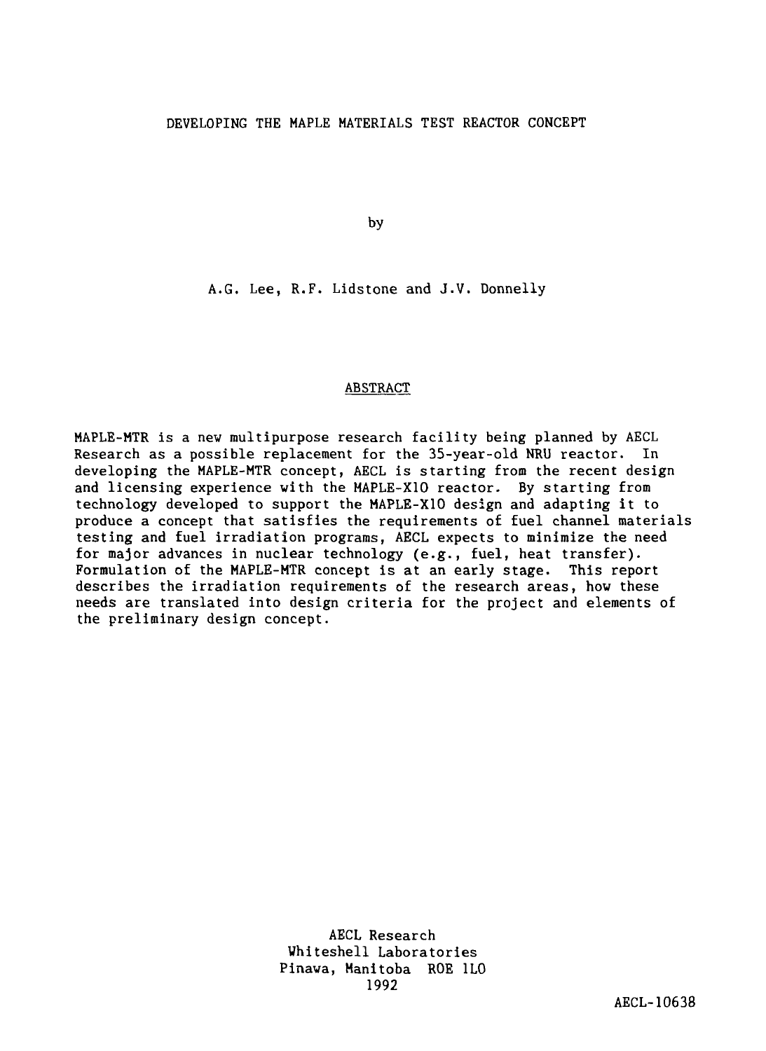# DEVELOPING THE MAPLE MATERIALS TEST REACTOR CONCEPT

by

A.G. Lee, R.F. Lidstone and J.V. Donnelly

## ABSTRACT

MAPLE-MTR is a new multipurpose research facility being planned by AECL Research as a possible replacement for the 35-year-old NRU reactor. In developing the MAPLE-MTR concept, AECL is starting from the recent design and licensing experience with the MAPLE-X10 reactor. By starting from technology developed to support the MAPLE-X10 design and adapting it to produce a concept that satisfies the requirements of fuel channel materials testing and fuel irradiation programs, AECL expects to minimize the need for major advances in nuclear technology (e.g., fuel, heat transfer). Formulation of the MAPLE-MTR concept is at an early stage. This report describes the irradiation requirements of the research areas, how these needs are translated into design criteria for the project and elements of the preliminary design concept.

AECL Research
Whiteshell Laboratories
Pinawa, Manitoba R0E 1L0
1992

AECL-10638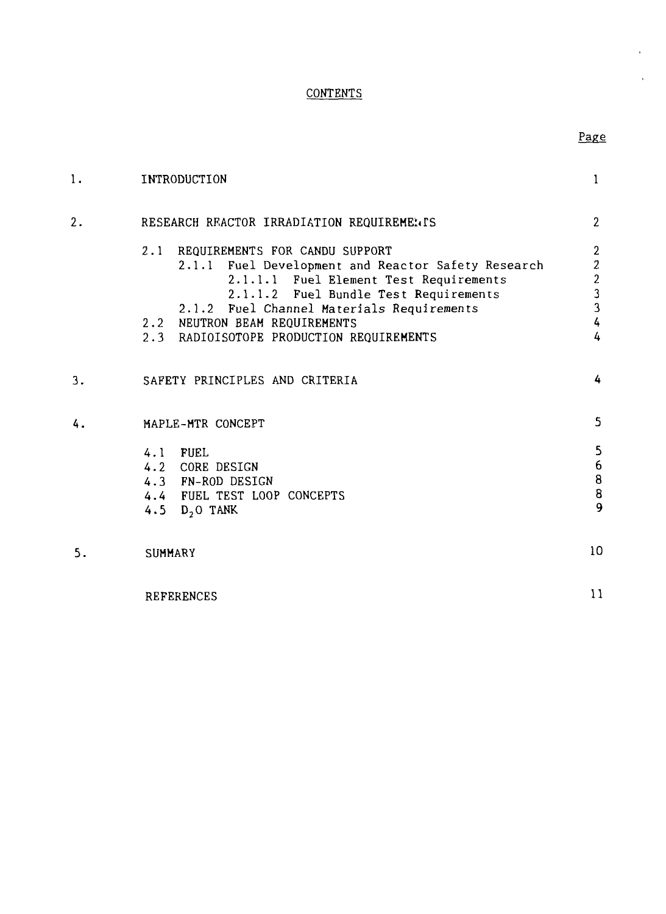# CONTENTS

| | | Page |
|---|---|---|
| 1. | INTRODUCTION | 1 |
| 2. | RESEARCH REACTOR IRRADIATION REQUIREMENTS | 2 |
| | 2.1 REQUIREMENTS FOR CANDU SUPPORT | 2 |
| | 2.1.1 Fuel Development and Reactor Safety Research | 2 |
| | 2.1.1.1 Fuel Element Test Requirements | 2 |
| | 2.1.1.2 Fuel Bundle Test Requirements | 3 |
| | 2.1.2 Fuel Channel Materials Requirements | 3 |
| | 2.2 NEUTRON BEAM REQUIREMENTS | 4 |
| | 2.3 RADIOISOTOPE PRODUCTION REQUIREMENTS | 4 |
| 3. | SAFETY PRINCIPLES AND CRITERIA | 4 |
| 4. | MAPLE-MTR CONCEPT | 5 |
| | 4.1 FUEL | 5 |
| | 4.2 CORE DESIGN | 6 |
| | 4.3 FN-ROD DESIGN | 8 |
| | 4.4 FUEL TEST LOOP CONCEPTS | 8 |
| | 4.5 $D_2O$ TANK | 9 |
| 5. | SUMMARY | 10 |
| | REFERENCES | 11 |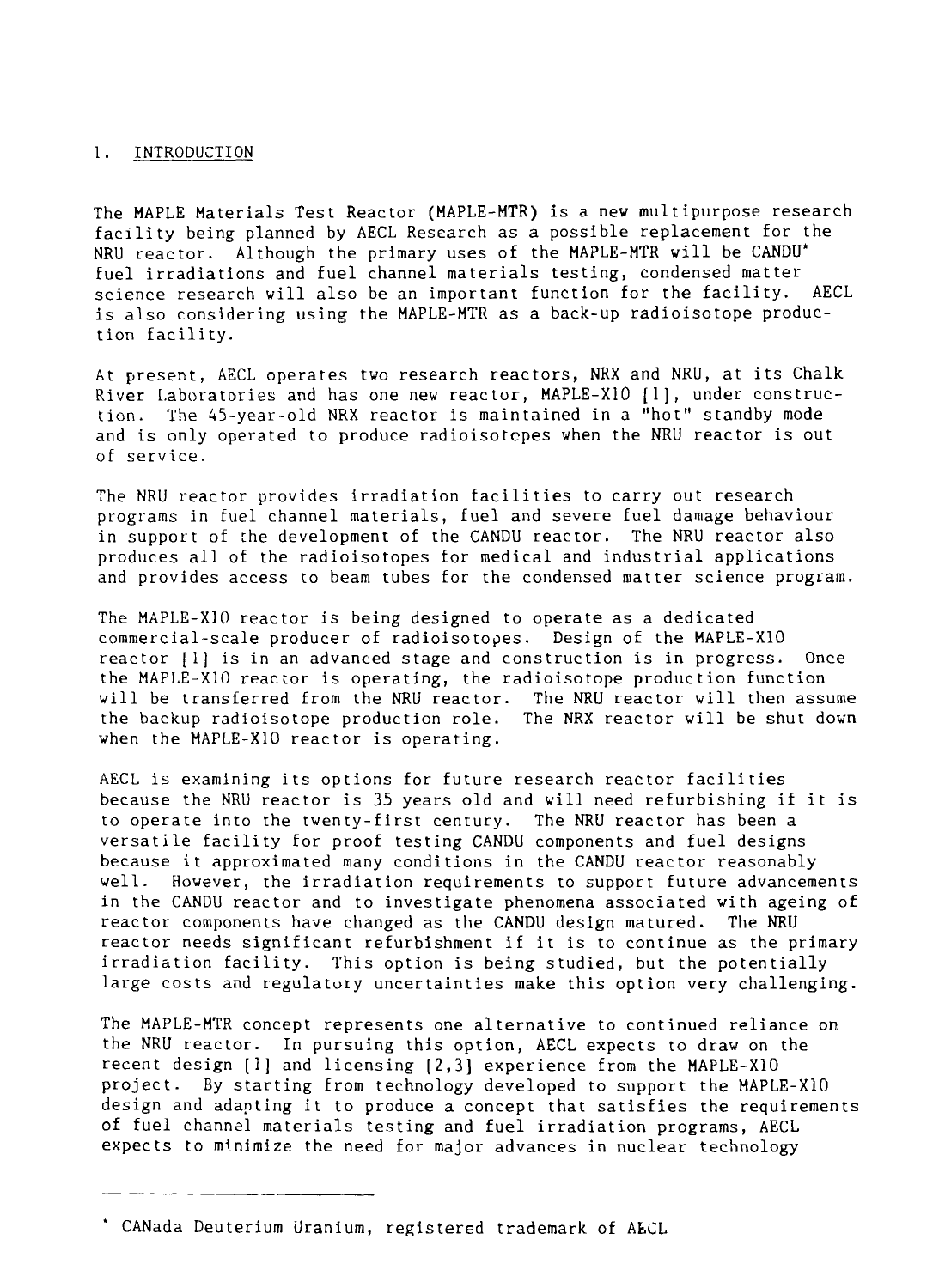## 1. INTRODUCTION

The MAPLE Materials Test Reactor (MAPLE-MTR) is a new multipurpose research facility being planned by AECL Research as a possible replacement for the NRU reactor. Although the primary uses of the MAPLE-MTR will be CANDU* fuel irradiations and fuel channel materials testing, condensed matter science research will also be an important function for the facility. AECL is also considering using the MAPLE-MTR as a back-up radioisotope production facility.

At present, AECL operates two research reactors, NRX and NRU, at its Chalk River Laboratories and has one new reactor, MAPLE-X10 [1], under construction. The 45-year-old NRX reactor is maintained in a "hot" standby mode and is only operated to produce radioisotopes when the NRU reactor is out of service.

The NRU reactor provides irradiation facilities to carry out research programs in fuel channel materials, fuel and severe fuel damage behaviour in support of the development of the CANDU reactor. The NRU reactor also produces all of the radioisotopes for medical and industrial applications and provides access to beam tubes for the condensed matter science program.

The MAPLE-X10 reactor is being designed to operate as a dedicated commercial-scale producer of radioisotopes. Design of the MAPLE-X10 reactor [1] is in an advanced stage and construction is in progress. Once the MAPLE-X10 reactor is operating, the radioisotope production function will be transferred from the NRU reactor. The NRU reactor will then assume the backup radioisotope production role. The NRX reactor will be shut down when the MAPLE-X10 reactor is operating.

AECL is examining its options for future research reactor facilities because the NRU reactor is 35 years old and will need refurbishing if it is to operate into the twenty-first century. The NRU reactor has been a versatile facility for proof testing CANDU components and fuel designs because it approximated many conditions in the CANDU reactor reasonably well. However, the irradiation requirements to support future advancements in the CANDU reactor and to investigate phenomena associated with ageing of reactor components have changed as the CANDU design matured. The NRU reactor needs significant refurbishment if it is to continue as the primary irradiation facility. This option is being studied, but the potentially large costs and regulatory uncertainties make this option very challenging.

The MAPLE-MTR concept represents one alternative to continued reliance on the NRU reactor. In pursuing this option, AECL expects to draw on the recent design [1] and licensing [2,3] experience from the MAPLE-X10 project. By starting from technology developed to support the MAPLE-X10 design and adapting it to produce a concept that satisfies the requirements of fuel channel materials testing and fuel irradiation programs, AECL expects to minimize the need for major advances in nuclear technology

---

* CANada Deuterium Uranium, registered trademark of AECL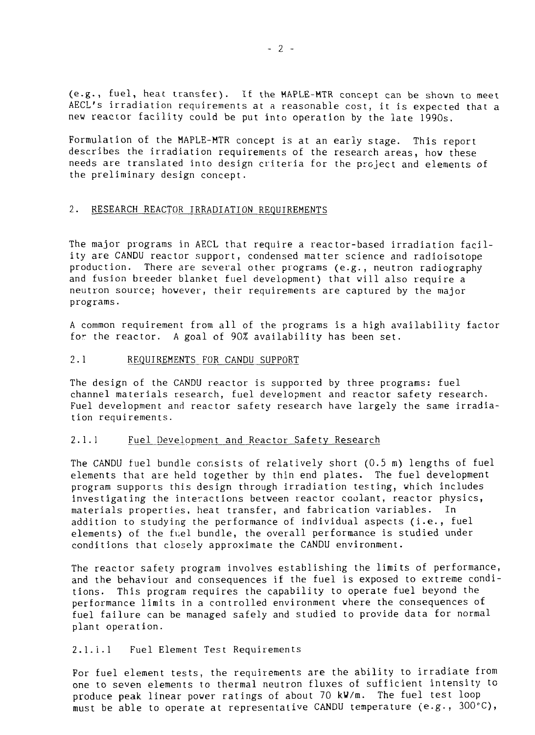(e.g., fuel, heat transfer). If the MAPLE-MTR concept can be shown to meet AECL's irradiation requirements at a reasonable cost, it is expected that a new reactor facility could be put into operation by the late 1990s.

Formulation of the MAPLE-MTR concept is at an early stage. This report describes the irradiation requirements of the research areas, how these needs are translated into design criteria for the project and elements of the preliminary design concept.

## 2. RESEARCH REACTOR IRRADIATION REQUIREMENTS

The major programs in AECL that require a reactor-based irradiation facility are CANDU reactor support, condensed matter science and radioisotope production. There are several other programs (e.g., neutron radiography and fusion breeder blanket fuel development) that will also require a neutron source; however, their requirements are captured by the major programs.

A common requirement from all of the programs is a high availability factor for the reactor. A goal of 90% availability has been set.

### 2.1 REQUIREMENTS FOR CANDU SUPPORT

The design of the CANDU reactor is supported by three programs: fuel channel materials research, fuel development and reactor safety research. Fuel development and reactor safety research have largely the same irradiation requirements.

#### 2.1.1 Fuel Development and Reactor Safety Research

The CANDU fuel bundle consists of relatively short (0.5 m) lengths of fuel elements that are held together by thin end plates. The fuel development program supports this design through irradiation testing, which includes investigating the interactions between reactor coolant, reactor physics, materials properties, heat transfer, and fabrication variables. In addition to studying the performance of individual aspects (i.e., fuel elements) of the fuel bundle, the overall performance is studied under conditions that closely approximate the CANDU environment.

The reactor safety program involves establishing the limits of performance, and the behaviour and consequences if the fuel is exposed to extreme conditions. This program requires the capability to operate fuel beyond the performance limits in a controlled environment where the consequences of fuel failure can be managed safely and studied to provide data for normal plant operation.

##### 2.1.1.1 Fuel Element Test Requirements

For fuel element tests, the requirements are the ability to irradiate from one to seven elements to thermal neutron fluxes of sufficient intensity to produce peak linear power ratings of about 70 kW/m. The fuel test loop must be able to operate at representative CANDU temperature (e.g., 300°C),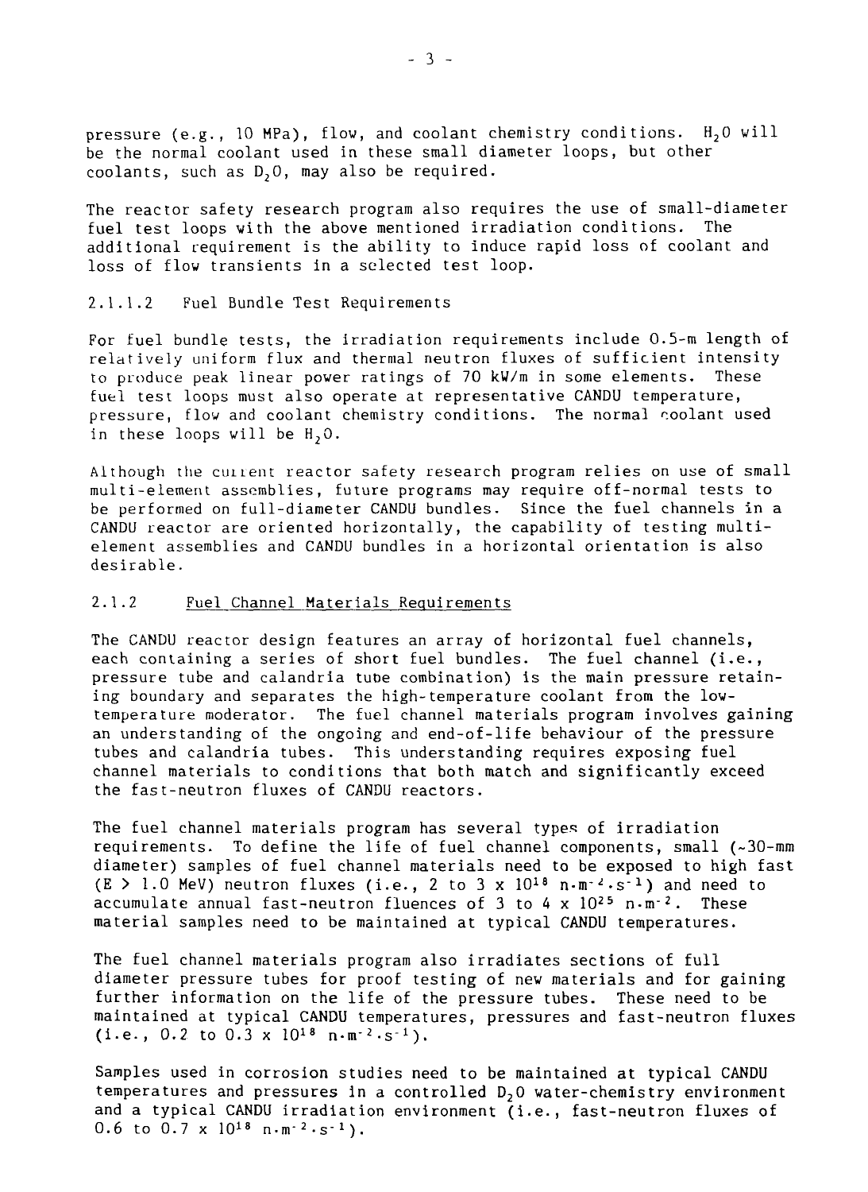pressure (e.g., 10 MPa), flow, and coolant chemistry conditions. $H_2O$ will be the normal coolant used in these small diameter loops, but other coolants, such as $D_2O$, may also be required.

The reactor safety research program also requires the use of small-diameter fuel test loops with the above mentioned irradiation conditions. The additional requirement is the ability to induce rapid loss of coolant and loss of flow transients in a selected test loop.

#### 2.1.1.2 Fuel Bundle Test Requirements

For fuel bundle tests, the irradiation requirements include 0.5-m length of relatively uniform flux and thermal neutron fluxes of sufficient intensity to produce peak linear power ratings of 70 kW/m in some elements. These fuel test loops must also operate at representative CANDU temperature, pressure, flow and coolant chemistry conditions. The normal coolant used in these loops will be $H_2O$.

Although the current reactor safety research program relies on use of small multi-element assemblies, future programs may require off-normal tests to be performed on full-diameter CANDU bundles. Since the fuel channels in a CANDU reactor are oriented horizontally, the capability of testing multi-element assemblies and CANDU bundles in a horizontal orientation is also desirable.

### 2.1.2 Fuel Channel Materials Requirements

The CANDU reactor design features an array of horizontal fuel channels, each containing a series of short fuel bundles. The fuel channel (i.e., pressure tube and calandria tube combination) is the main pressure retaining boundary and separates the high-temperature coolant from the low-temperature moderator. The fuel channel materials program involves gaining an understanding of the ongoing and end-of-life behaviour of the pressure tubes and calandria tubes. This understanding requires exposing fuel channel materials to conditions that both match and significantly exceed the fast-neutron fluxes of CANDU reactors.

The fuel channel materials program has several types of irradiation requirements. To define the life of fuel channel components, small (~30-mm diameter) samples of fuel channel materials need to be exposed to high fast ($E > 1.0$ MeV) neutron fluxes (i.e., 2 to 3 x $10^{18}$ $n \cdot m^{-2} \cdot s^{-1}$) and need to accumulate annual fast-neutron fluences of 3 to 4 x $10^{25}$ $n \cdot m^{-2}$. These material samples need to be maintained at typical CANDU temperatures.

The fuel channel materials program also irradiates sections of full diameter pressure tubes for proof testing of new materials and for gaining further information on the life of the pressure tubes. These need to be maintained at typical CANDU temperatures, pressures and fast-neutron fluxes (i.e., 0.2 to 0.3 x $10^{18}$ $n \cdot m^{-2} \cdot s^{-1}$).

Samples used in corrosion studies need to be maintained at typical CANDU temperatures and pressures in a controlled $D_2O$ water-chemistry environment and a typical CANDU irradiation environment (i.e., fast-neutron fluxes of 0.6 to 0.7 x $10^{18}$ $n \cdot m^{-2} \cdot s^{-1}$).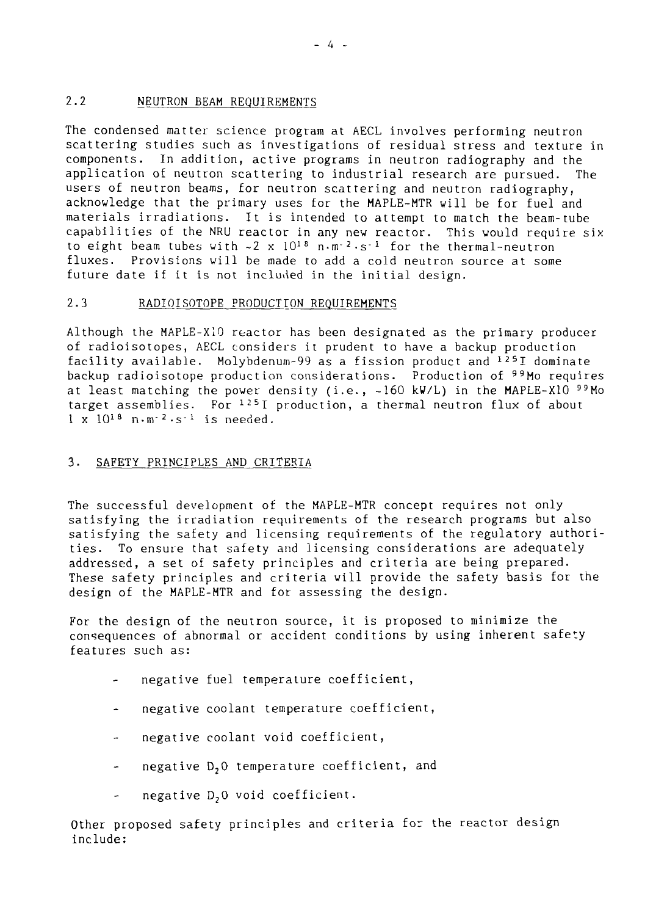## 2.2 NEUTRON BEAM REQUIREMENTS

The condensed matter science program at AECL involves performing neutron scattering studies such as investigations of residual stress and texture in components. In addition, active programs in neutron radiography and the application of neutron scattering to industrial research are pursued. The users of neutron beams, for neutron scattering and neutron radiography, acknowledge that the primary uses for the MAPLE-MTR will be for fuel and materials irradiations. It is intended to attempt to match the beam-tube capabilities of the NRU reactor in any new reactor. This would require six to eight beam tubes with $\sim 2 \times 10^{18}$ $n \cdot m^{-2} \cdot s^{-1}$ for the thermal-neutron fluxes. Provisions will be made to add a cold neutron source at some future date if it is not included in the initial design.

## 2.3 RADIOISOTOPE PRODUCTION REQUIREMENTS

Although the MAPLE-X10 reactor has been designated as the primary producer of radioisotopes, AECL considers it prudent to have a backup production facility available. Molybdenum-99 as a fission product and $^{125}I$ dominate backup radioisotope production considerations. Production of $^{99}Mo$ requires at least matching the power density (i.e., ~160 kW/L) in the MAPLE-X10 $^{99}Mo$ target assemblies. For $^{125}I$ production, a thermal neutron flux of about $1 \times 10^{18}$ $n \cdot m^{-2} \cdot s^{-1}$ is needed.

# 3. SAFETY PRINCIPLES AND CRITERIA

The successful development of the MAPLE-MTR concept requires not only satisfying the irradiation requirements of the research programs but also satisfying the safety and licensing requirements of the regulatory authorities. To ensure that safety and licensing considerations are adequately addressed, a set of safety principles and criteria are being prepared. These safety principles and criteria will provide the safety basis for the design of the MAPLE-MTR and for assessing the design.

For the design of the neutron source, it is proposed to minimize the consequences of abnormal or accident conditions by using inherent safety features such as:

- negative fuel temperature coefficient,
- negative coolant temperature coefficient,
- negative coolant void coefficient,
- negative $D_2O$ temperature coefficient, and
- negative $D_2O$ void coefficient.

Other proposed safety principles and criteria for the reactor design include: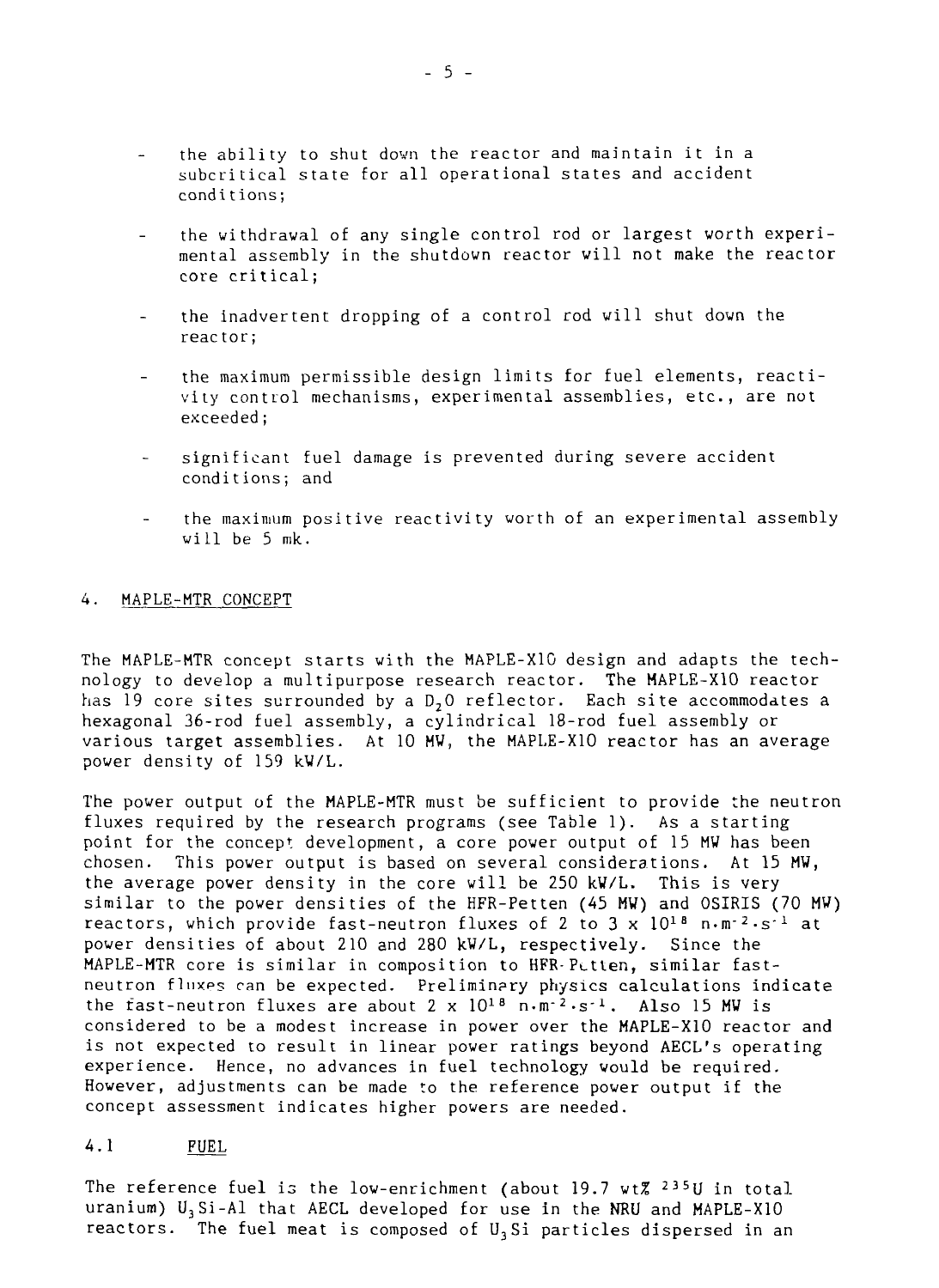- the ability to shut down the reactor and maintain it in a subcritical state for all operational states and accident conditions;

- the withdrawal of any single control rod or largest worth experimental assembly in the shutdown reactor will not make the reactor core critical;

- the inadvertent dropping of a control rod will shut down the reactor;

- the maximum permissible design limits for fuel elements, reactivity control mechanisms, experimental assemblies, etc., are not exceeded;

- significant fuel damage is prevented during severe accident conditions; and

- the maximum positive reactivity worth of an experimental assembly will be 5 mk.

## 4. MAPLE-MTR CONCEPT

The MAPLE-MTR concept starts with the MAPLE-X10 design and adapts the technology to develop a multipurpose research reactor. The MAPLE-X10 reactor has 19 core sites surrounded by a $D_2O$ reflector. Each site accommodates a hexagonal 36-rod fuel assembly, a cylindrical 18-rod fuel assembly or various target assemblies. At 10 MW, the MAPLE-X10 reactor has an average power density of 159 kW/L.

The power output of the MAPLE-MTR must be sufficient to provide the neutron fluxes required by the research programs (see Table 1). As a starting point for the concept development, a core power output of 15 MW has been chosen. This power output is based on several considerations. At 15 MW, the average power density in the core will be 250 kW/L. This is very similar to the power densities of the HFR-Petten (45 MW) and OSIRIS (70 MW) reactors, which provide fast-neutron fluxes of 2 to 3 x $10^{18}$ $n{\cdot}m^{-2}{\cdot}s^{-1}$ at power densities of about 210 and 280 kW/L, respectively. Since the MAPLE-MTR core is similar in composition to HFR-Petten, similar fast-neutron fluxes can be expected. Preliminary physics calculations indicate the fast-neutron fluxes are about 2 x $10^{18}$ $n{\cdot}m^{-2}{\cdot}s^{-1}$. Also 15 MW is considered to be a modest increase in power over the MAPLE-X10 reactor and is not expected to result in linear power ratings beyond AECL's operating experience. Hence, no advances in fuel technology would be required. However, adjustments can be made to the reference power output if the concept assessment indicates higher powers are needed.

### 4.1 FUEL

The reference fuel is the low-enrichment (about 19.7 wt% $^{235}U$ in total uranium) $U_3Si$-Al that AECL developed for use in the NRU and MAPLE-X10 reactors. The fuel meat is composed of $U_3Si$ particles dispersed in an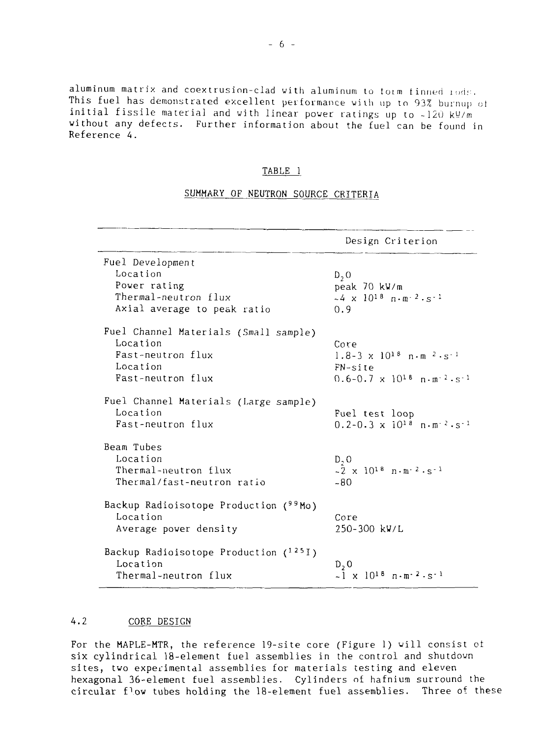aluminum matrix and coextrusion-clad with aluminum to form finned rods. This fuel has demonstrated excellent performance with up to 93% burnup of initial fissile material and with linear power ratings up to ~120 kW/m without any defects. Further information about the fuel can be found in Reference 4.

TABLE 1

SUMMARY OF NEUTRON SOURCE CRITERIA

| | Design Criterion |
|---|---|
| **Fuel Development** | |
| Location | $D_2O$ |
| Power rating | peak 70 kW/m |
| Thermal-neutron flux | $\sim 4 \times 10^{18}$ $n \cdot m^{-2} \cdot s^{-1}$ |
| Axial average to peak ratio | 0.9 |
| **Fuel Channel Materials (Small sample)** | |
| Location | Core |
| Fast-neutron flux | $1.8\text{-}3 \times 10^{18}$ $n \cdot m^{-2} \cdot s^{-1}$ |
| Location | FN-site |
| Fast-neutron flux | $0.6\text{-}0.7 \times 10^{18}$ $n \cdot m^{-2} \cdot s^{-1}$ |
| **Fuel Channel Materials (Large sample)** | |
| Location | Fuel test loop |
| Fast-neutron flux | $0.2\text{-}0.3 \times 10^{18}$ $n \cdot m^{-2} \cdot s^{-1}$ |
| **Beam Tubes** | |
| Location | $D_2O$ |
| Thermal-neutron flux | $\sim 2 \times 10^{18}$ $n \cdot m^{-2} \cdot s^{-1}$ |
| Thermal/fast-neutron ratio | ~80 |
| **Backup Radioisotope Production ($^{99}Mo$)** | |
| Location | Core |
| Average power density | 250-300 kW/L |
| **Backup Radioisotope Production ($^{125}I$)** | |
| Location | $D_2O$ |
| Thermal-neutron flux | $\sim 1 \times 10^{18}$ $n \cdot m^{-2} \cdot s^{-1}$ |

## 4.2 CORE DESIGN

For the MAPLE-MTR, the reference 19-site core (Figure 1) will consist of six cylindrical 18-element fuel assemblies in the control and shutdown sites, two experimental assemblies for materials testing and eleven hexagonal 36-element fuel assemblies. Cylinders of hafnium surround the circular flow tubes holding the 18-element fuel assemblies. Three of these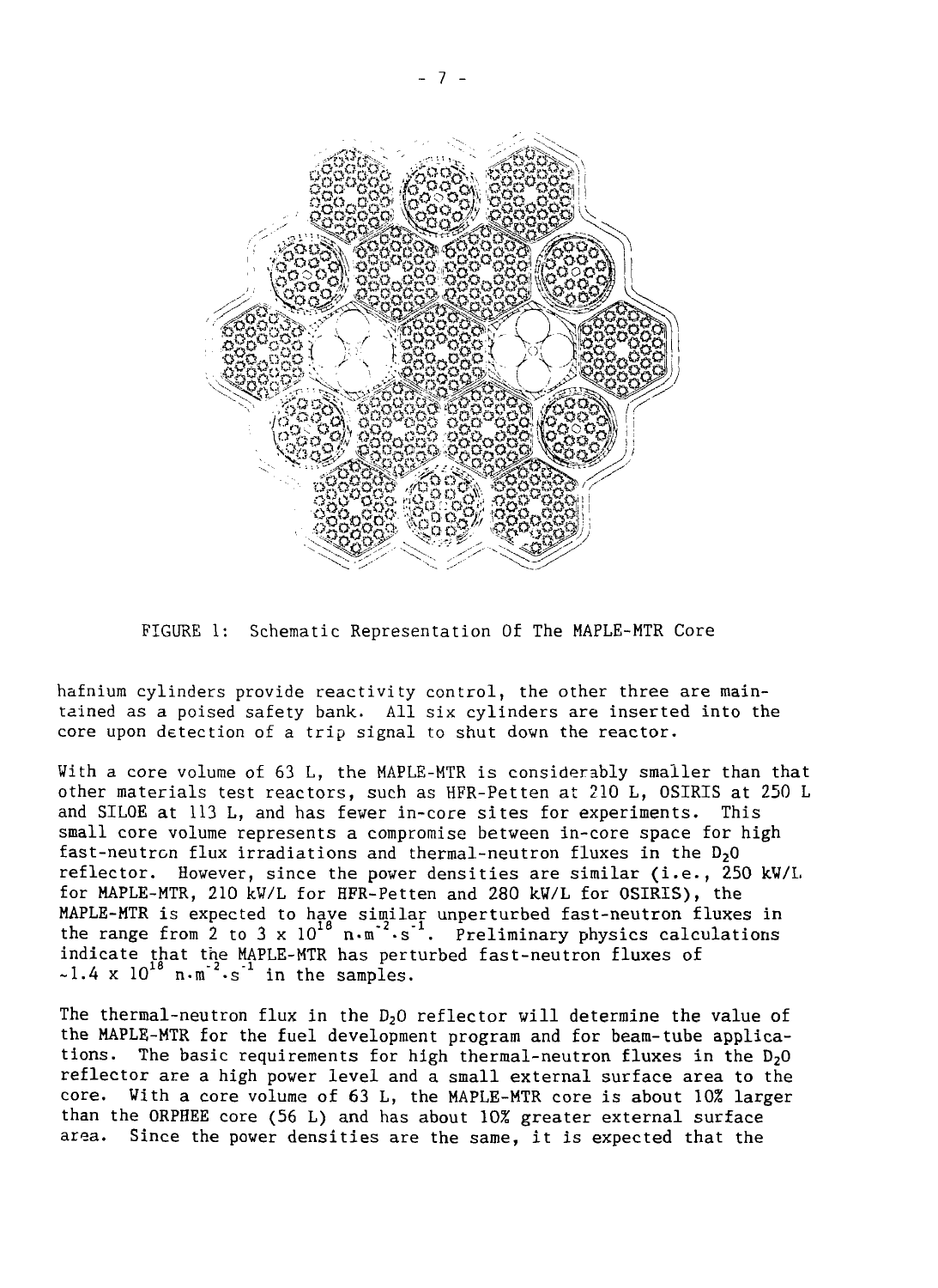FIGURE 1: Schematic Representation Of The MAPLE-MTR Core

hafnium cylinders provide reactivity control, the other three are maintained as a poised safety bank. All six cylinders are inserted into the core upon detection of a trip signal to shut down the reactor.

With a core volume of 63 L, the MAPLE-MTR is considerably smaller than that other materials test reactors, such as HFR-Petten at 210 L, OSIRIS at 250 L and SILOE at 113 L, and has fewer in-core sites for experiments. This small core volume represents a compromise between in-core space for high fast-neutron flux irradiations and thermal-neutron fluxes in the $D_2O$ reflector. However, since the power densities are similar (i.e., 250 kW/L for MAPLE-MTR, 210 kW/L for HFR-Petten and 280 kW/L for OSIRIS), the MAPLE-MTR is expected to have similar unperturbed fast-neutron fluxes in the range from 2 to 3 x $10^{18}$ $n \cdot m^{-2} \cdot s^{-1}$. Preliminary physics calculations indicate that the MAPLE-MTR has perturbed fast-neutron fluxes of ~1.4 x $10^{18}$ $n \cdot m^{-2} \cdot s^{-1}$ in the samples.

The thermal-neutron flux in the $D_2O$ reflector will determine the value of the MAPLE-MTR for the fuel development program and for beam-tube applications. The basic requirements for high thermal-neutron fluxes in the $D_2O$ reflector are a high power level and a small external surface area to the core. With a core volume of 63 L, the MAPLE-MTR core is about 10% larger than the ORPHEE core (56 L) and has about 10% greater external surface area. Since the power densities are the same, it is expected that the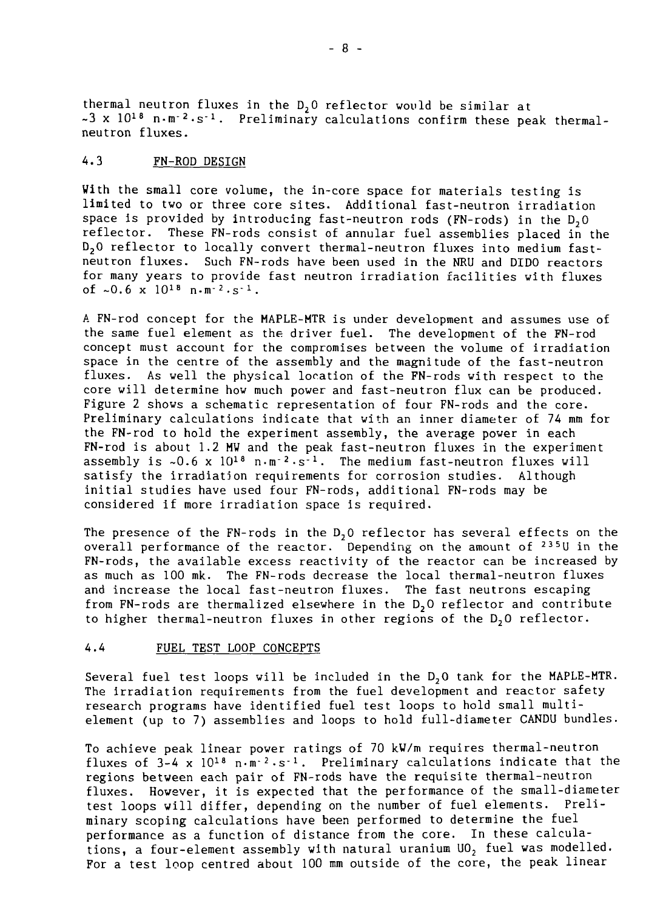thermal neutron fluxes in the $D_2O$ reflector would be similar at ~$3 \times 10^{18}$ $n \cdot m^{-2} \cdot s^{-1}$. Preliminary calculations confirm these peak thermal-neutron fluxes.

## 4.3 FN-ROD DESIGN

With the small core volume, the in-core space for materials testing is limited to two or three core sites. Additional fast-neutron irradiation space is provided by introducing fast-neutron rods (FN-rods) in the $D_2O$ reflector. These FN-rods consist of annular fuel assemblies placed in the $D_2O$ reflector to locally convert thermal-neutron fluxes into medium fast-neutron fluxes. Such FN-rods have been used in the NRU and DIDO reactors for many years to provide fast neutron irradiation facilities with fluxes of ~$0.6 \times 10^{18}$ $n \cdot m^{-2} \cdot s^{-1}$.

A FN-rod concept for the MAPLE-MTR is under development and assumes use of the same fuel element as the driver fuel. The development of the FN-rod concept must account for the compromises between the volume of irradiation space in the centre of the assembly and the magnitude of the fast-neutron fluxes. As well the physical location of the FN-rods with respect to the core will determine how much power and fast-neutron flux can be produced. Figure 2 shows a schematic representation of four FN-rods and the core. Preliminary calculations indicate that with an inner diameter of 74 mm for the FN-rod to hold the experiment assembly, the average power in each FN-rod is about 1.2 MW and the peak fast-neutron fluxes in the experiment assembly is ~$0.6 \times 10^{18}$ $n \cdot m^{-2} \cdot s^{-1}$. The medium fast-neutron fluxes will satisfy the irradiation requirements for corrosion studies. Although initial studies have used four FN-rods, additional FN-rods may be considered if more irradiation space is required.

The presence of the FN-rods in the $D_2O$ reflector has several effects on the overall performance of the reactor. Depending on the amount of $^{235}U$ in the FN-rods, the available excess reactivity of the reactor can be increased by as much as 100 mk. The FN-rods decrease the local thermal-neutron fluxes and increase the local fast-neutron fluxes. The fast neutrons escaping from FN-rods are thermalized elsewhere in the $D_2O$ reflector and contribute to higher thermal-neutron fluxes in other regions of the $D_2O$ reflector.

## 4.4 FUEL TEST LOOP CONCEPTS

Several fuel test loops will be included in the $D_2O$ tank for the MAPLE-MTR. The irradiation requirements from the fuel development and reactor safety research programs have identified fuel test loops to hold small multi-element (up to 7) assemblies and loops to hold full-diameter CANDU bundles.

To achieve peak linear power ratings of 70 kW/m requires thermal-neutron fluxes of 3-4 $\times 10^{18}$ $n \cdot m^{-2} \cdot s^{-1}$. Preliminary calculations indicate that the regions between each pair of FN-rods have the requisite thermal-neutron fluxes. However, it is expected that the performance of the small-diameter test loops will differ, depending on the number of fuel elements. Preliminary scoping calculations have been performed to determine the fuel performance as a function of distance from the core. In these calculations, a four-element assembly with natural uranium $UO_2$ fuel was modelled. For a test loop centred about 100 mm outside of the core, the peak linear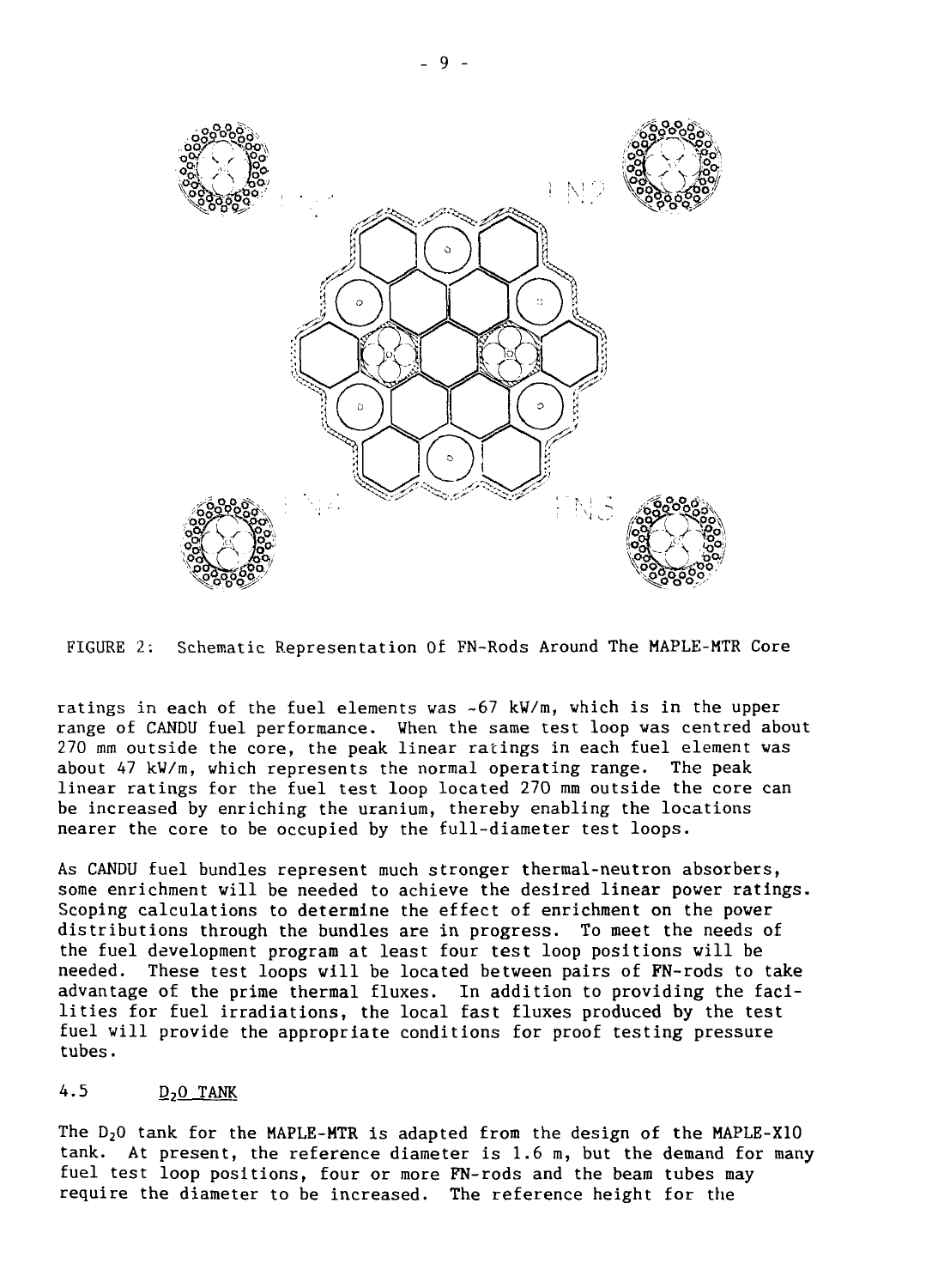FIGURE 2: Schematic Representation Of FN-Rods Around The MAPLE-MTR Core

ratings in each of the fuel elements was ~67 kW/m, which is in the upper range of CANDU fuel performance. When the same test loop was centred about 270 mm outside the core, the peak linear ratings in each fuel element was about 47 kW/m, which represents the normal operating range. The peak linear ratings for the fuel test loop located 270 mm outside the core can be increased by enriching the uranium, thereby enabling the locations nearer the core to be occupied by the full-diameter test loops.

As CANDU fuel bundles represent much stronger thermal-neutron absorbers, some enrichment will be needed to achieve the desired linear power ratings. Scoping calculations to determine the effect of enrichment on the power distributions through the bundles are in progress. To meet the needs of the fuel development program at least four test loop positions will be needed. These test loops will be located between pairs of FN-rods to take advantage of the prime thermal fluxes. In addition to providing the facilities for fuel irradiations, the local fast fluxes produced by the test fuel will provide the appropriate conditions for proof testing pressure tubes.

## 4.5 $D_2O$ TANK

The $D_2O$ tank for the MAPLE-MTR is adapted from the design of the MAPLE-X10 tank. At present, the reference diameter is 1.6 m, but the demand for many fuel test loop positions, four or more FN-rods and the beam tubes may require the diameter to be increased. The reference height for the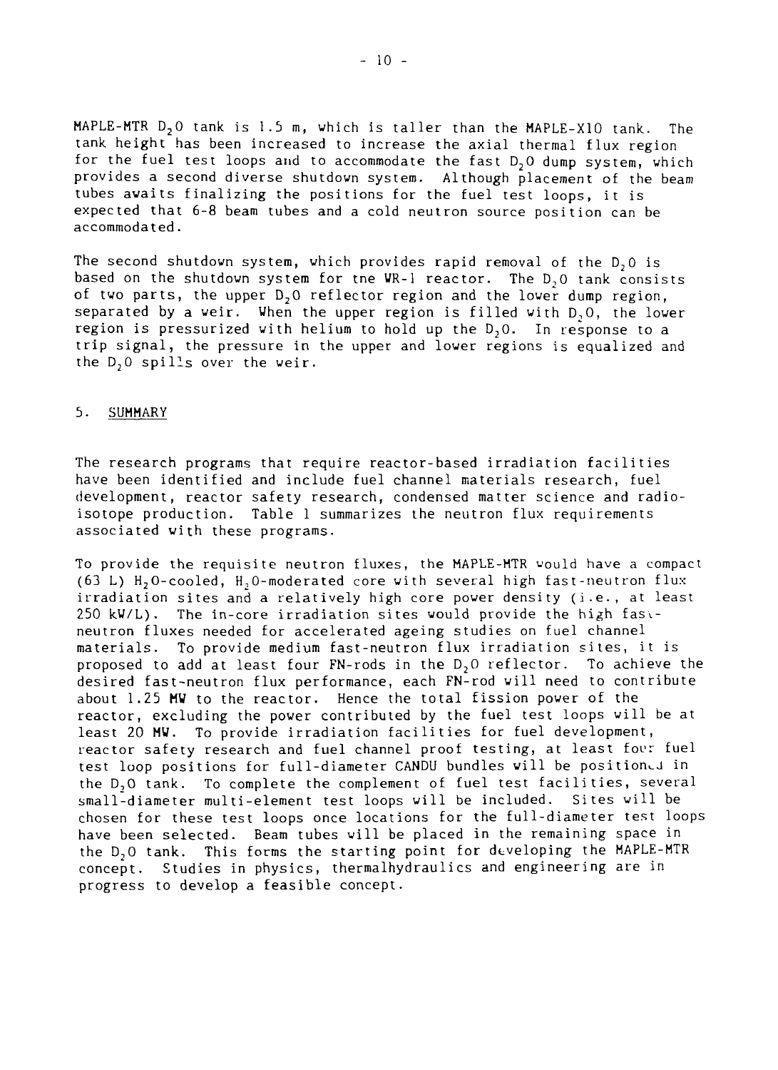MAPLE-MTR $D_2O$ tank is 1.5 m, which is taller than the MAPLE-X10 tank. The tank height has been increased to increase the axial thermal flux region for the fuel test loops and to accommodate the fast $D_2O$ dump system, which provides a second diverse shutdown system. Although placement of the beam tubes awaits finalizing the positions for the fuel test loops, it is expected that 6-8 beam tubes and a cold neutron source position can be accommodated.

The second shutdown system, which provides rapid removal of the $D_2O$ is based on the shutdown system for the WR-1 reactor. The $D_2O$ tank consists of two parts, the upper $D_2O$ reflector region and the lower dump region, separated by a weir. When the upper region is filled with $D_2O$, the lower region is pressurized with helium to hold up the $D_2O$. In response to a trip signal, the pressure in the upper and lower regions is equalized and the $D_2O$ spills over the weir.

## 5. SUMMARY

The research programs that require reactor-based irradiation facilities have been identified and include fuel channel materials research, fuel development, reactor safety research, condensed matter science and radioisotope production. Table 1 summarizes the neutron flux requirements associated with these programs.

To provide the requisite neutron fluxes, the MAPLE-MTR would have a compact (63 L) $H_2O$-cooled, $H_2O$-moderated core with several high fast-neutron flux irradiation sites and a relatively high core power density (i.e., at least 250 kW/L). The in-core irradiation sites would provide the high fast-neutron fluxes needed for accelerated ageing studies on fuel channel materials. To provide medium fast-neutron flux irradiation sites, it is proposed to add at least four FN-rods in the $D_2O$ reflector. To achieve the desired fast-neutron flux performance, each FN-rod will need to contribute about 1.25 MW to the reactor. Hence the total fission power of the reactor, excluding the power contributed by the fuel test loops will be at least 20 MW. To provide irradiation facilities for fuel development, reactor safety research and fuel channel proof testing, at least four fuel test loop positions for full-diameter CANDU bundles will be positioned in the $D_2O$ tank. To complete the complement of fuel test facilities, several small-diameter multi-element test loops will be included. Sites will be chosen for these test loops once locations for the full-diameter test loops have been selected. Beam tubes will be placed in the remaining space in the $D_2O$ tank. This forms the starting point for developing the MAPLE-MTR concept. Studies in physics, thermalhydraulics and engineering are in progress to develop a feasible concept.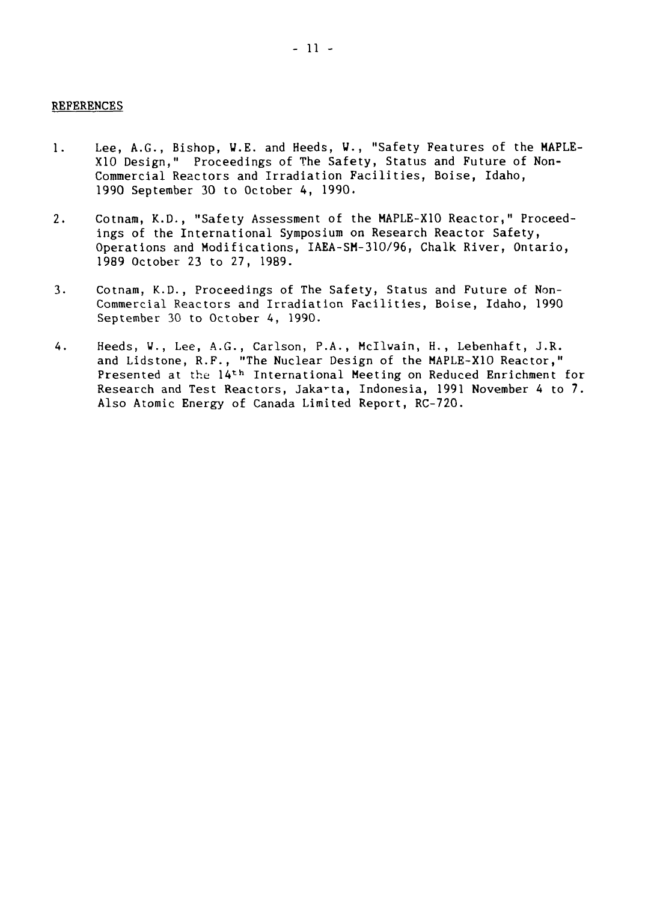## REFERENCES

1. Lee, A.G., Bishop, W.E. and Heeds, W., "Safety Features of the MAPLE-X10 Design," Proceedings of The Safety, Status and Future of Non-Commercial Reactors and Irradiation Facilities, Boise, Idaho, 1990 September 30 to October 4, 1990.

2. Cotnam, K.D., "Safety Assessment of the MAPLE-X10 Reactor," Proceedings of the International Symposium on Research Reactor Safety, Operations and Modifications, IAEA-SM-310/96, Chalk River, Ontario, 1989 October 23 to 27, 1989.

3. Cotnam, K.D., Proceedings of The Safety, Status and Future of Non-Commercial Reactors and Irradiation Facilities, Boise, Idaho, 1990 September 30 to October 4, 1990.

4. Heeds, W., Lee, A.G., Carlson, P.A., McIlwain, H., Lebenhaft, J.R. and Lidstone, R.F., "The Nuclear Design of the MAPLE-X10 Reactor," Presented at the 14th International Meeting on Reduced Enrichment for Research and Test Reactors, Jakarta, Indonesia, 1991 November 4 to 7. Also Atomic Energy of Canada Limited Report, RC-720.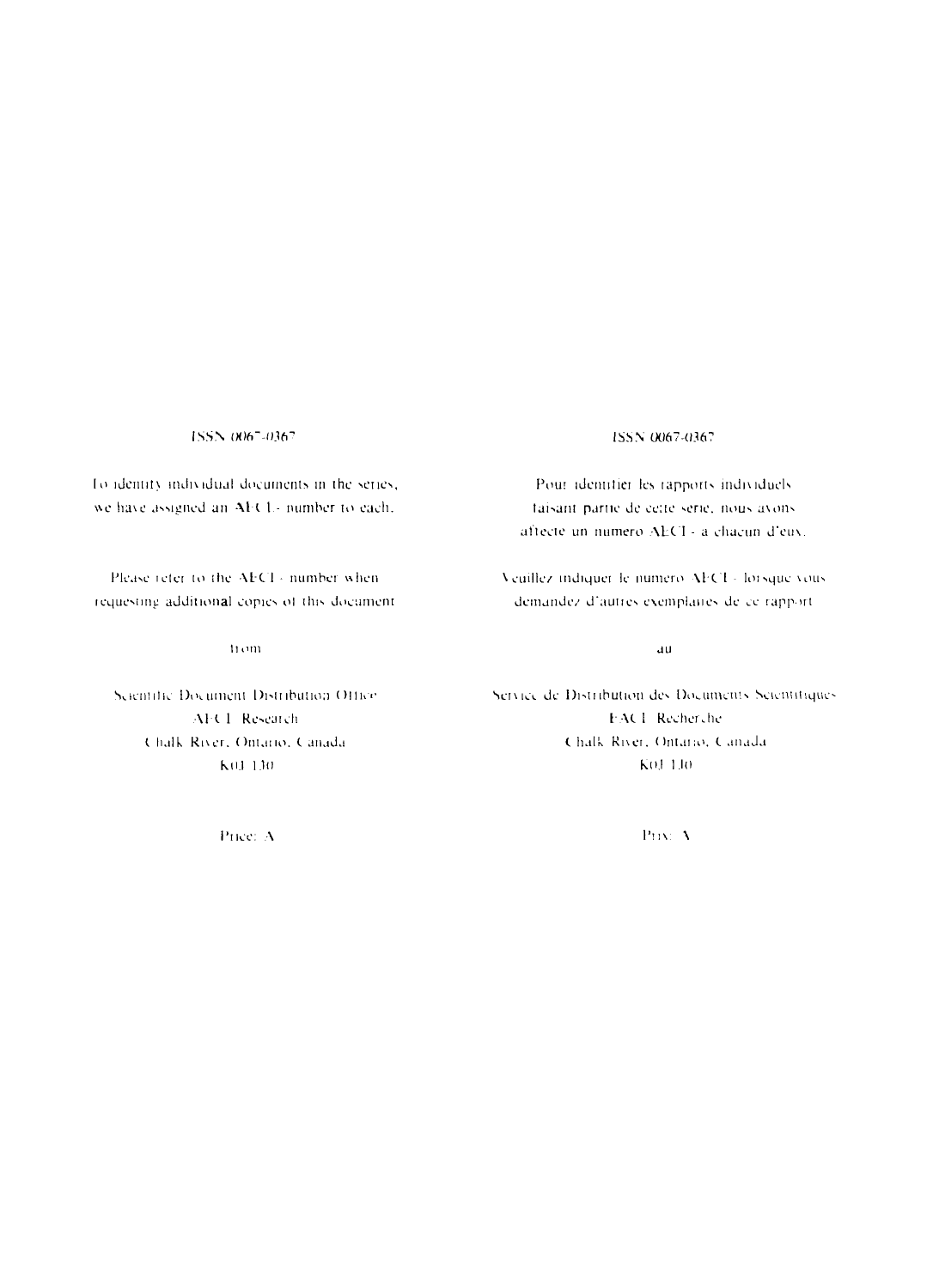ISSN 0067-0367

To identify individual documents in the series, we have assigned an AECL- number to each.

Please refer to the AECL- number when requesting additional copies of this document

from

Scientific Document Distribution Office
AECL Research
Chalk River, Ontario, Canada
K0J 1J0

Price: A

ISSN 0067-0367

Pour identifier les rapports individuels faisant partie de cette série, nous avons affecté un numéro AECL- à chacun d'eux.

Veuillez indiquer le numéro AECL- lorsque vous demandez d'autres exemplaires de ce rapport

au

Service de Distribution des Documents Scientifiques
EACL Recherche
Chalk River, Ontario, Canada
K0J 1J0

Prix: A